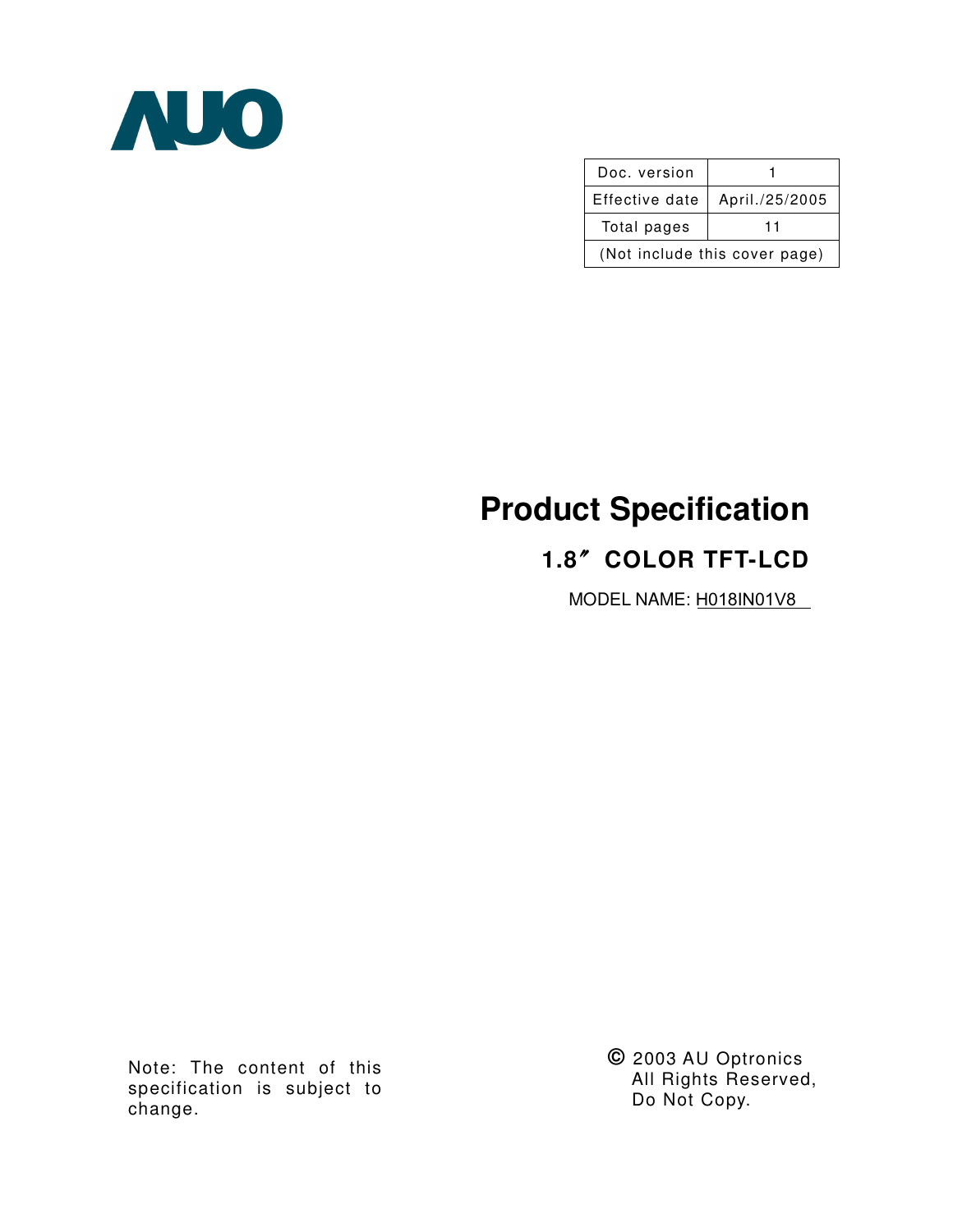AUO

| Doc. version | 1 |
|---|---|
| Effective date | April./25/2005 |
| Total pages | 11 |
| (Not include this cover page) | |

# Product Specification

## 1.8″ COLOR TFT-LCD

MODEL NAME: H018IN01V8

Note: The content of this specification is subject to change.

© 2003 AU Optronics
All Rights Reserved,
Do Not Copy.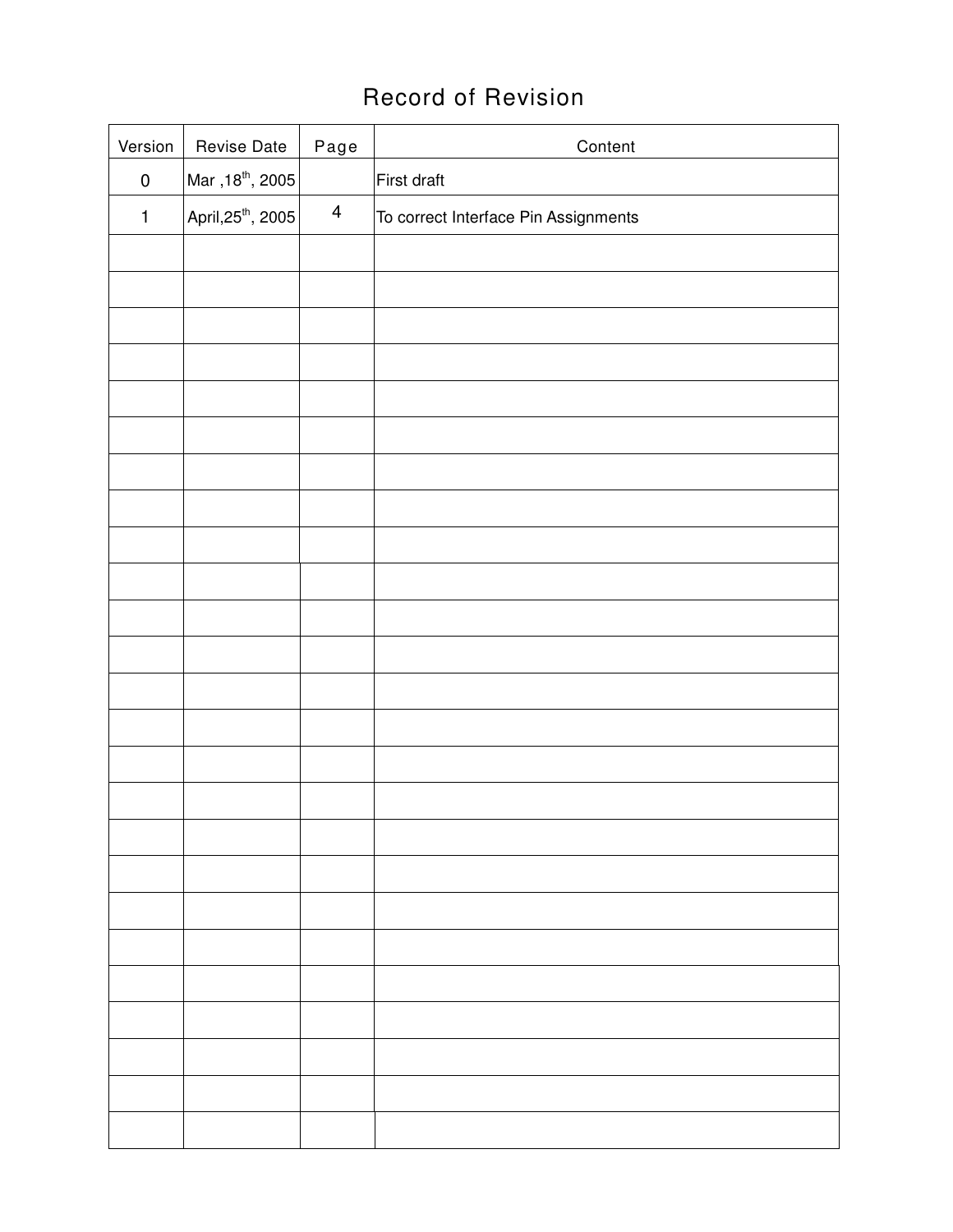# Record of Revision

| Version | Revise Date | Page | Content |
|---|---|---|---|
| 0 | Mar ,18th, 2005 | | First draft |
| 1 | April,25th, 2005 | 4 | To correct Interface Pin Assignments |
| | | | |
| | | | |
| | | | |
| | | | |
| | | | |
| | | | |
| | | | |
| | | | |
| | | | |
| | | | |
| | | | |
| | | | |
| | | | |
| | | | |
| | | | |
| | | | |
| | | | |
| | | | |
| | | | |
| | | | |
| | | | |
| | | | |
| | | | |
| | | | |
| | | | |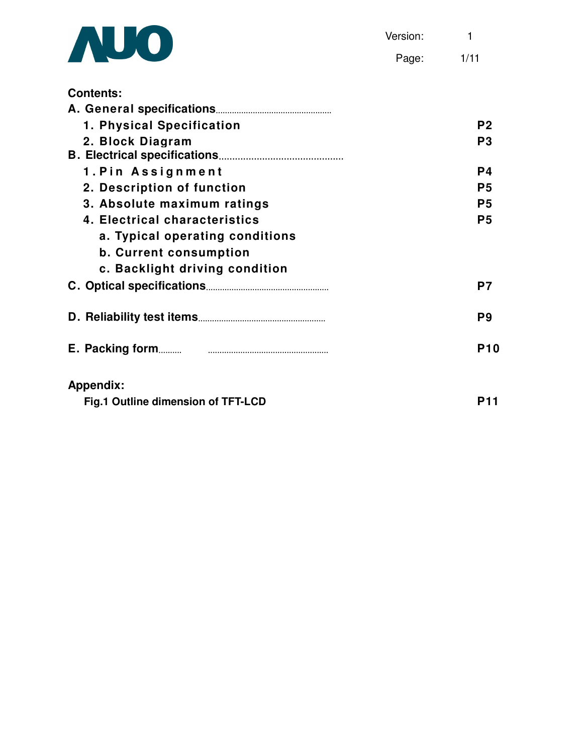**Contents:**

| | |
|---|---|
| **A. General specifications** | |
| **1. Physical Specification** | **P2** |
| **2. Block Diagram** | **P3** |
| **B. Electrical specifications** | |
| **1. Pin Assignment** | **P4** |
| **2. Description of function** | **P5** |
| **3. Absolute maximum ratings** | **P5** |
| **4. Electrical characteristics** | **P5** |
| **a. Typical operating conditions** | |
| **b. Current consumption** | |
| **c. Backlight driving condition** | |
| **C. Optical specifications** | **P7** |
| **D. Reliability test items** | **P9** |
| **E. Packing form** | **P10** |

**Appendix:**

| | |
|---|---|
| **Fig.1 Outline dimension of TFT-LCD** | **P11** |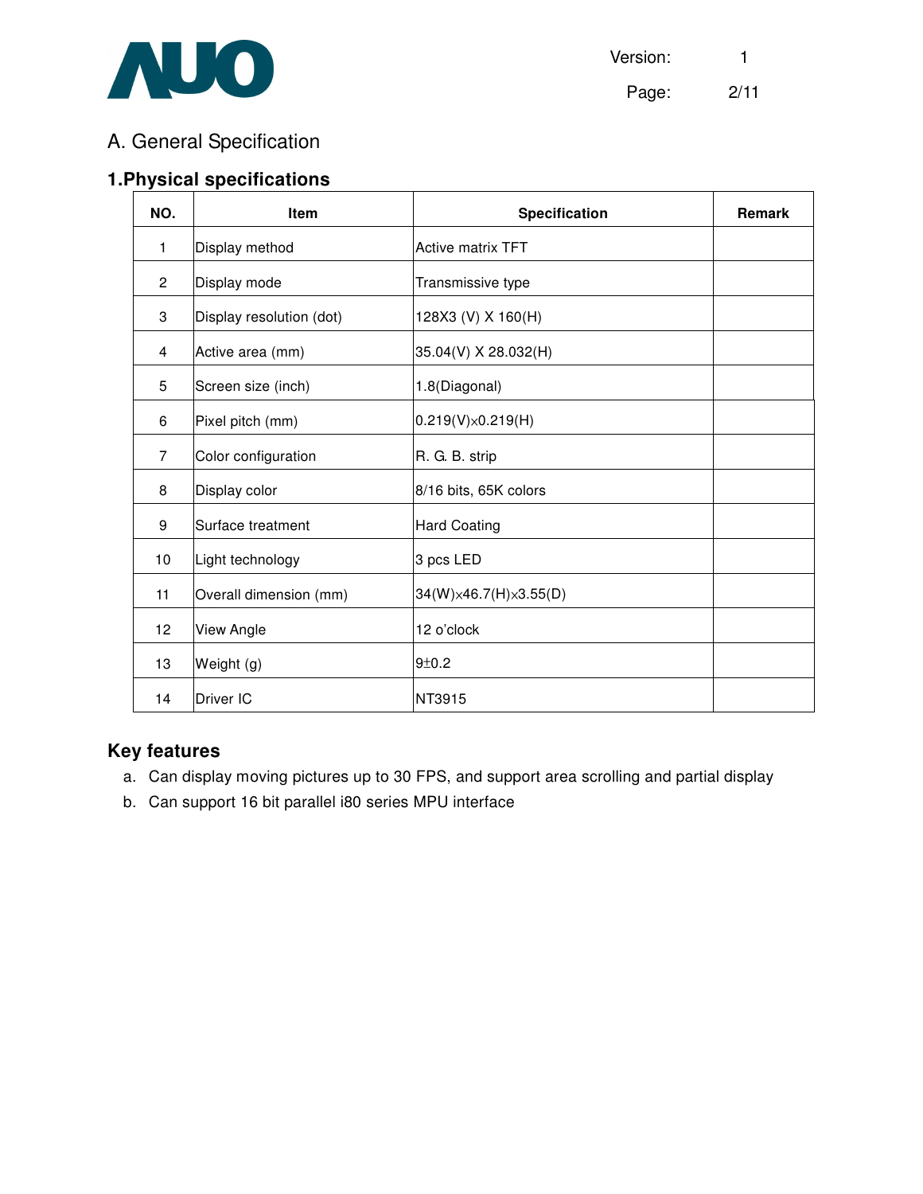# A. General Specification

## 1.Physical specifications

| NO. | Item | Specification | Remark |
|---|---|---|---|
| 1 | Display method | Active matrix TFT | |
| 2 | Display mode | Transmissive type | |
| 3 | Display resolution (dot) | 128X3 (V) X 160(H) | |
| 4 | Active area (mm) | 35.04(V) X 28.032(H) | |
| 5 | Screen size (inch) | 1.8(Diagonal) | |
| 6 | Pixel pitch (mm) | 0.219(V)×0.219(H) | |
| 7 | Color configuration | R. G. B. strip | |
| 8 | Display color | 8/16 bits, 65K colors | |
| 9 | Surface treatment | Hard Coating | |
| 10 | Light technology | 3 pcs LED | |
| 11 | Overall dimension (mm) | 34(W)×46.7(H)×3.55(D) | |
| 12 | View Angle | 12 o'clock | |
| 13 | Weight (g) | 9±0.2 | |
| 14 | Driver IC | NT3915 | |

## Key features

a. Can display moving pictures up to 30 FPS, and support area scrolling and partial display

b. Can support 16 bit parallel i80 series MPU interface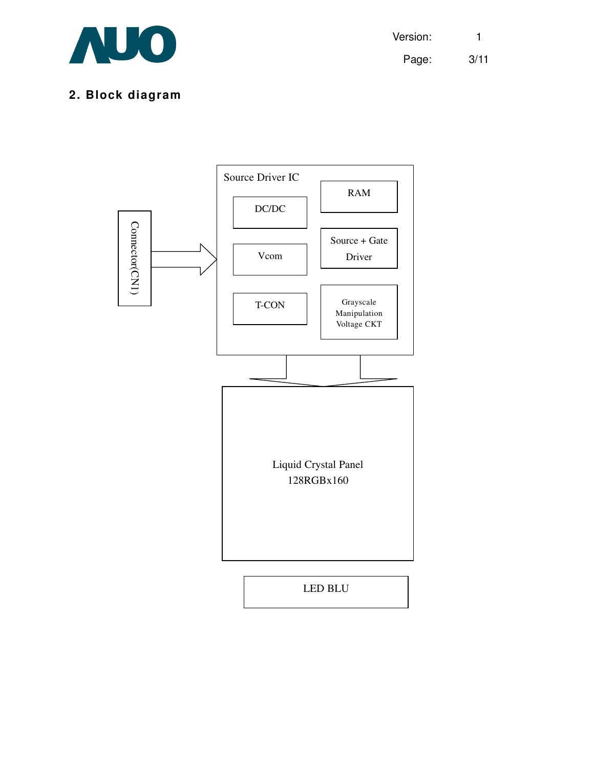## 2. Block diagram

Source Driver IC

DC/DC

RAM

Connector(CN1)

Vcom

Source + Gate Driver

T-CON

Grayscale Manipulation Voltage CKT

Liquid Crystal Panel
128RGBx160

LED BLU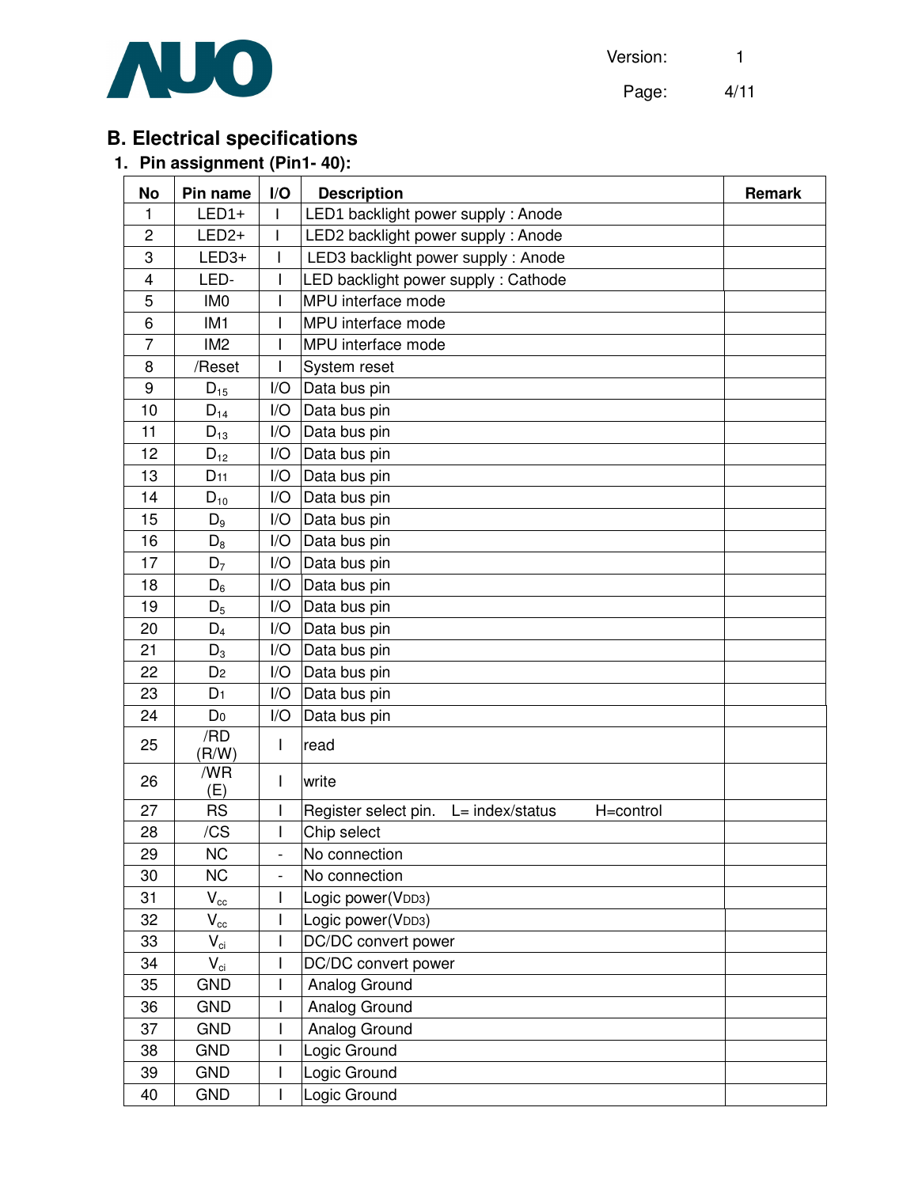## B. Electrical specifications

### 1. Pin assignment (Pin1- 40):

| No | Pin name | I/O | Description | Remark |
|---|---|---|---|---|
| 1 | LED1+ | I | LED1 backlight power supply : Anode | |
| 2 | LED2+ | I | LED2 backlight power supply : Anode | |
| 3 | LED3+ | I | LED3 backlight power supply : Anode | |
| 4 | LED- | I | LED backlight power supply : Cathode | |
| 5 | IM0 | I | MPU interface mode | |
| 6 | IM1 | I | MPU interface mode | |
| 7 | IM2 | I | MPU interface mode | |
| 8 | /Reset | I | System reset | |
| 9 | $D_{15}$ | I/O | Data bus pin | |
| 10 | $D_{14}$ | I/O | Data bus pin | |
| 11 | $D_{13}$ | I/O | Data bus pin | |
| 12 | $D_{12}$ | I/O | Data bus pin | |
| 13 | $D_{11}$ | I/O | Data bus pin | |
| 14 | $D_{10}$ | I/O | Data bus pin | |
| 15 | $D_9$ | I/O | Data bus pin | |
| 16 | $D_8$ | I/O | Data bus pin | |
| 17 | $D_7$ | I/O | Data bus pin | |
| 18 | $D_6$ | I/O | Data bus pin | |
| 19 | $D_5$ | I/O | Data bus pin | |
| 20 | $D_4$ | I/O | Data bus pin | |
| 21 | $D_3$ | I/O | Data bus pin | |
| 22 | $D_2$ | I/O | Data bus pin | |
| 23 | $D_1$ | I/O | Data bus pin | |
| 24 | $D_0$ | I/O | Data bus pin | |
| 25 | /RD (R/W) | I | read | |
| 26 | /WR (E) | I | write | |
| 27 | RS | I | Register select pin. L= index/status H=control | |
| 28 | /CS | I | Chip select | |
| 29 | NC | - | No connection | |
| 30 | NC | - | No connection | |
| 31 | $V_{cc}$ | I | Logic power($V_{DD3}$) | |
| 32 | $V_{cc}$ | I | Logic power($V_{DD3}$) | |
| 33 | $V_{ci}$ | I | DC/DC convert power | |
| 34 | $V_{ci}$ | I | DC/DC convert power | |
| 35 | GND | I | Analog Ground | |
| 36 | GND | I | Analog Ground | |
| 37 | GND | I | Analog Ground | |
| 38 | GND | I | Logic Ground | |
| 39 | GND | I | Logic Ground | |
| 40 | GND | I | Logic Ground | |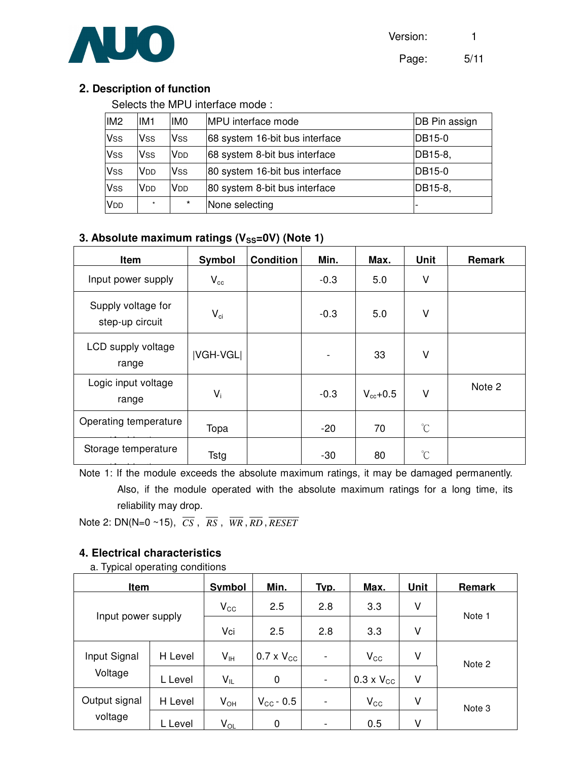## 2. Description of function

Selects the MPU interface mode :

| IM2 | IM1 | IM0 | MPU interface mode | DB Pin assign |
|---|---|---|---|---|
| Vss | Vss | Vss | 68 system 16-bit bus interface | DB15-0 |
| Vss | Vss | VDD | 68 system 8-bit bus interface | DB15-8, |
| Vss | VDD | Vss | 80 system 16-bit bus interface | DB15-0 |
| Vss | VDD | VDD | 80 system 8-bit bus interface | DB15-8, |
| VDD | * | * | None selecting | - |

## 3. Absolute maximum ratings ($V_{SS}$=0V) (Note 1)

| Item | Symbol | Condition | Min. | Max. | Unit | Remark |
|---|---|---|---|---|---|---|
| Input power supply | $V_{cc}$ | | -0.3 | 5.0 | V | |
| Supply voltage for step-up circuit | $V_{ci}$ | | -0.3 | 5.0 | V | |
| LCD supply voltage range | \|VGH-VGL\| | | - | 33 | V | |
| Logic input voltage range | $V_i$ | | -0.3 | $V_{cc}$+0.5 | V | Note 2 |
| Operating temperature | Topa | | -20 | 70 | ℃ | |
| Storage temperature | Tstg | | -30 | 80 | ℃ | |

Note 1: If the module exceeds the absolute maximum ratings, it may be damaged permanently. Also, if the module operated with the absolute maximum ratings for a long time, its reliability may drop.

Note 2: DN(N=0 ~15), $\overline{CS}$, $\overline{RS}$, $\overline{WR}$, $\overline{RD}$, $\overline{RESET}$

## 4. Electrical characteristics

a. Typical operating conditions

| Item | | Symbol | Min. | Typ. | Max. | Unit | Remark |
|---|---|---|---|---|---|---|---|
| Input power supply | | $V_{CC}$ | 2.5 | 2.8 | 3.3 | V | Note 1 |
| | | Vci | 2.5 | 2.8 | 3.3 | V | |
| Input Signal Voltage | H Level | $V_{IH}$ | 0.7 x $V_{CC}$ | - | $V_{CC}$ | V | Note 2 |
| | L Level | $V_{IL}$ | 0 | - | 0.3 x $V_{CC}$ | V | |
| Output signal voltage | H Level | $V_{OH}$ | $V_{CC}$ - 0.5 | - | $V_{CC}$ | V | Note 3 |
| | L Level | $V_{OL}$ | 0 | - | 0.5 | V | |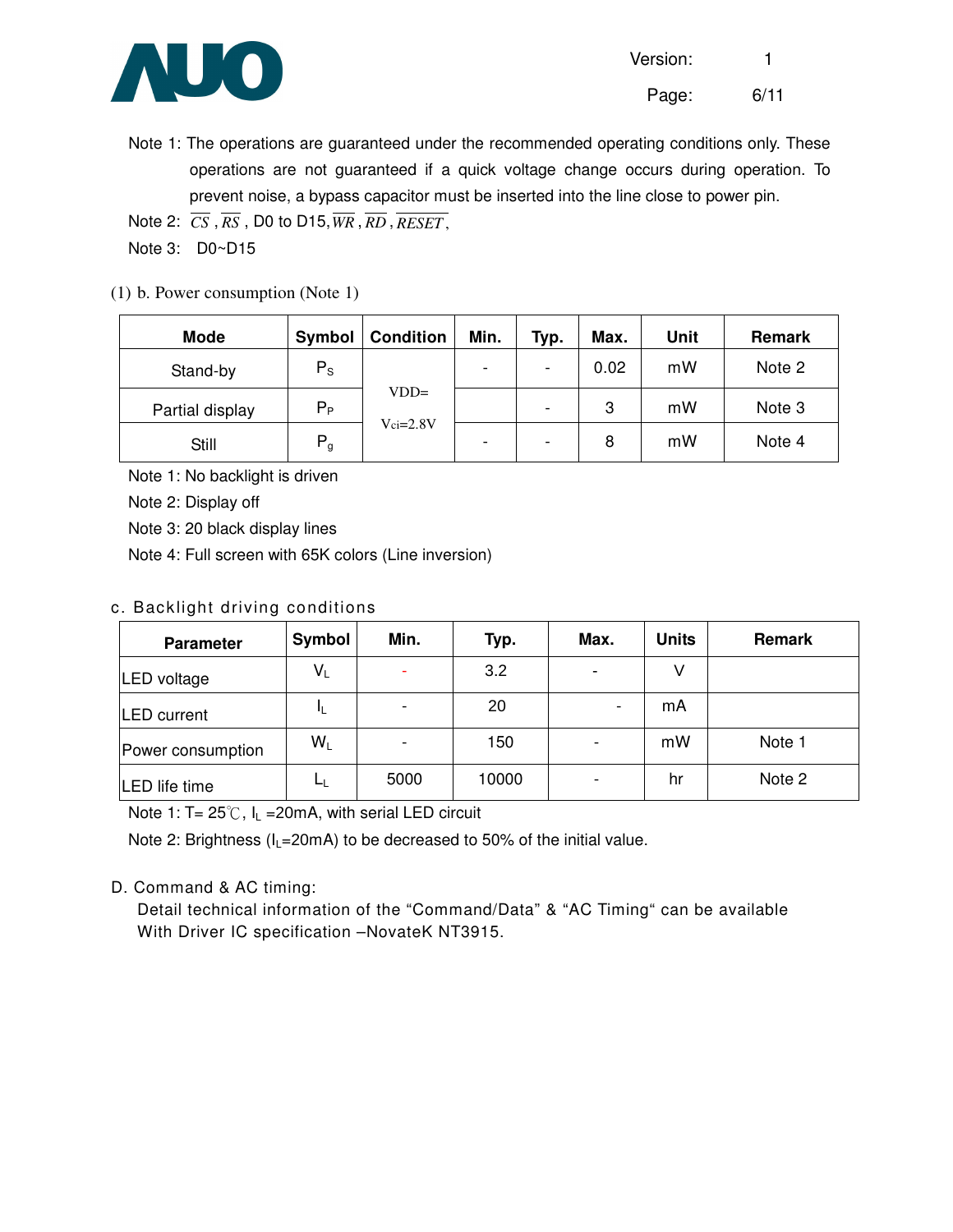Note 1: The operations are guaranteed under the recommended operating conditions only. These operations are not guaranteed if a quick voltage change occurs during operation. To prevent noise, a bypass capacitor must be inserted into the line close to power pin.

Note 2: $\overline{CS}$ , $\overline{RS}$ , D0 to D15, $\overline{WR}$ , $\overline{RD}$ , $\overline{RESET}$ ,

Note 3: D0~D15

(1) b. Power consumption (Note 1)

| Mode | Symbol | Condition | Min. | Typ. | Max. | Unit | Remark |
|---|---|---|---|---|---|---|---|
| Stand-by | $P_S$ | VDD= $V_{ci}$=2.8V | - | - | 0.02 | mW | Note 2 |
| Partial display | $P_P$ | | | - | 3 | mW | Note 3 |
| Still | $P_g$ | | - | - | 8 | mW | Note 4 |

Note 1: No backlight is driven

Note 2: Display off

Note 3: 20 black display lines

Note 4: Full screen with 65K colors (Line inversion)

c. Backlight driving conditions

| Parameter | Symbol | Min. | Typ. | Max. | Units | Remark |
|---|---|---|---|---|---|---|
| LED voltage | $V_L$ | - | 3.2 | - | V | |
| LED current | $I_L$ | - | 20 | - | mA | |
| Power consumption | $W_L$ | - | 150 | - | mW | Note 1 |
| LED life time | $L_L$ | 5000 | 10000 | - | hr | Note 2 |

Note 1: T= 25℃, $I_L$ =20mA, with serial LED circuit

Note 2: Brightness ($I_L$=20mA) to be decreased to 50% of the initial value.

D. Command & AC timing:

Detail technical information of the "Command/Data" & "AC Timing" can be available With Driver IC specification –NovateK NT3915.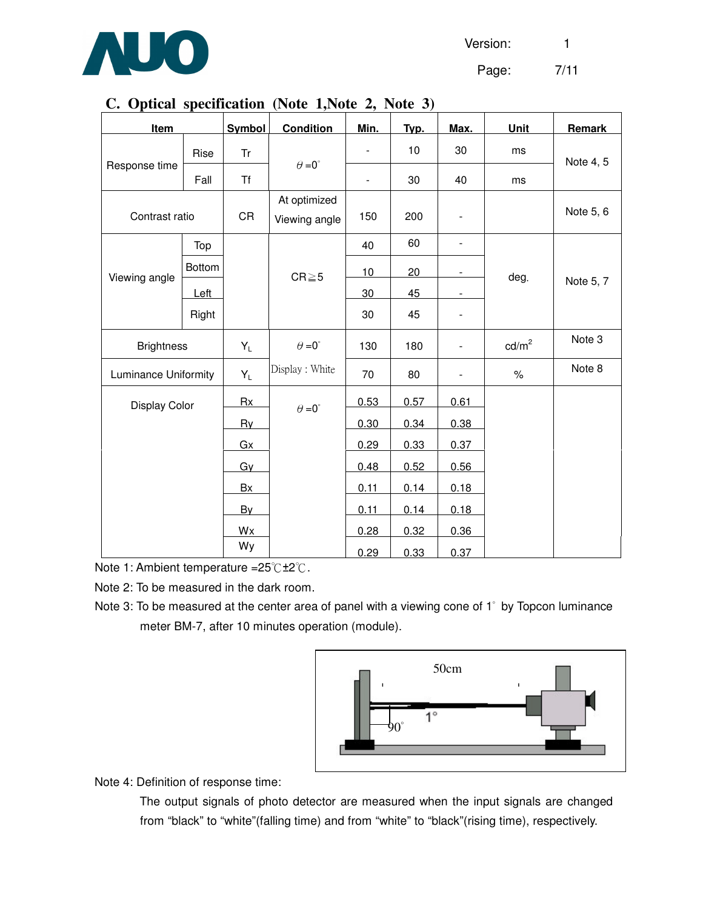## C. Optical specification (Note 1,Note 2, Note 3)

| Item | | Symbol | Condition | Min. | Typ. | Max. | Unit | Remark |
|---|---|---|---|---|---|---|---|---|
| Response time | Rise | Tr | $\theta$=0° | - | 10 | 30 | ms | Note 4, 5 |
| | Fall | Tf | | - | 30 | 40 | ms | |
| Contrast ratio | | CR | At optimized Viewing angle | 150 | 200 | - | | Note 5, 6 |
| Viewing angle | Top | | CR≧5 | 40 | 60 | - | deg. | Note 5, 7 |
| | Bottom | | | 10 | 20 | - | | |
| | Left | | | 30 | 45 | - | | |
| | Right | | | 30 | 45 | - | | |
| Brightness | | $Y_L$ | $\theta$=0° | 130 | 180 | - | cd/m² | Note 3 |
| Luminance Uniformity | | $Y_L$ | Display : White | 70 | 80 | - | % | Note 8 |
| Display Color | | Rx | $\theta$=0° | 0.53 | 0.57 | 0.61 | | |
| | | Ry | | 0.30 | 0.34 | 0.38 | | |
| | | Gx | | 0.29 | 0.33 | 0.37 | | |
| | | Gy | | 0.48 | 0.52 | 0.56 | | |
| | | Bx | | 0.11 | 0.14 | 0.18 | | |
| | | By | | 0.11 | 0.14 | 0.18 | | |
| | | Wx | | 0.28 | 0.32 | 0.36 | | |
| | | Wy | | 0.29 | 0.33 | 0.37 | | |

Note 1: Ambient temperature =25℃±2℃.

Note 2: To be measured in the dark room.

Note 3: To be measured at the center area of panel with a viewing cone of 1° by Topcon luminance meter BM-7, after 10 minutes operation (module).

50cm

90°

1°

Note 4: Definition of response time:

The output signals of photo detector are measured when the input signals are changed from "black" to "white"(falling time) and from "white" to "black"(rising time), respectively.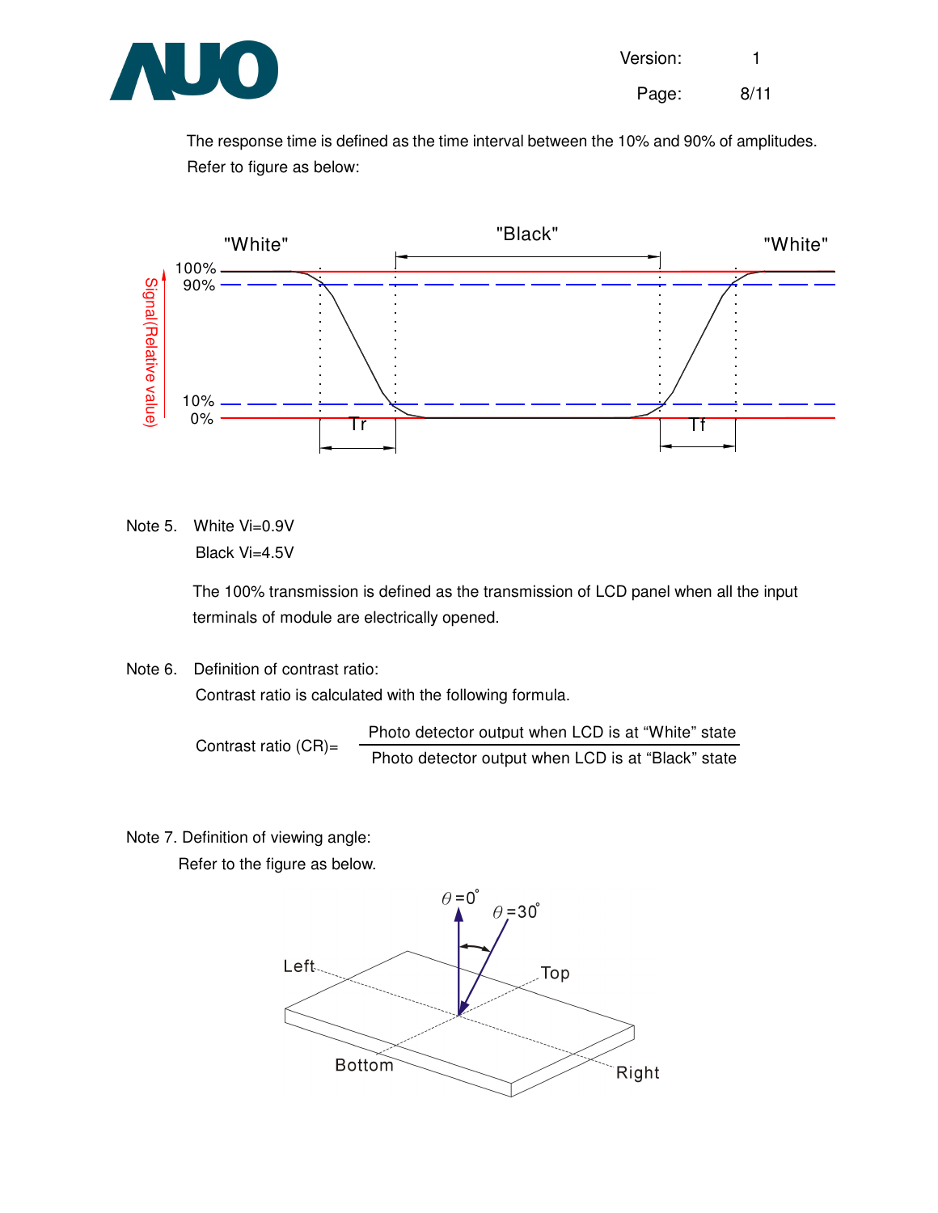The response time is defined as the time interval between the 10% and 90% of amplitudes. Refer to figure as below:

Note 5. White Vi=0.9V

Black Vi=4.5V

The 100% transmission is defined as the transmission of LCD panel when all the input terminals of module are electrically opened.

Note 6. Definition of contrast ratio:

Contrast ratio is calculated with the following formula.

$$\text{Contrast ratio (CR)} = \frac{\text{Photo detector output when LCD is at “White” state}}{\text{Photo detector output when LCD is at “Black” state}}$$

Note 7. Definition of viewing angle:

Refer to the figure as below.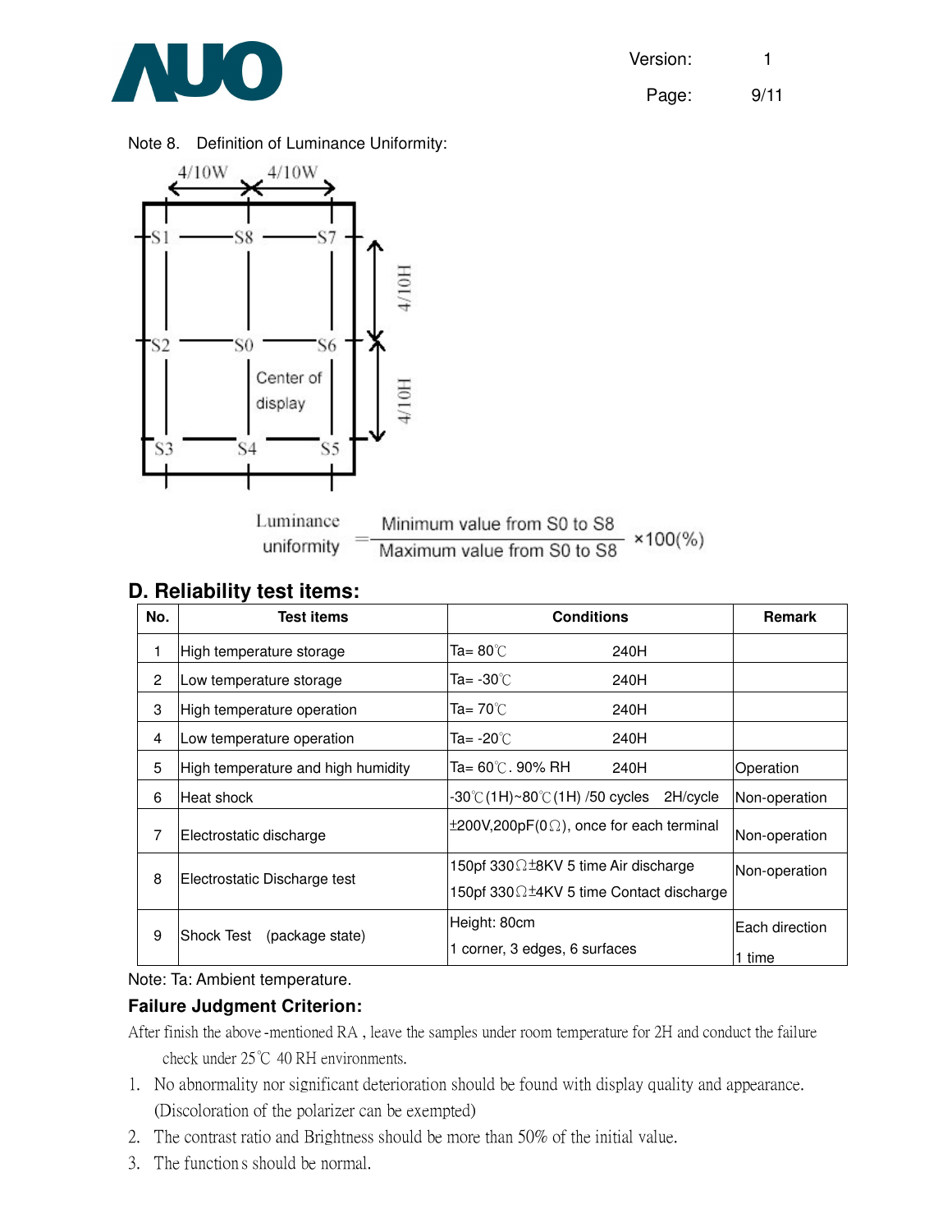Note 8. Definition of Luminance Uniformity:

4/10W 4/10W

S1 S8 S7

S2 S0 S6

Center of display

S3 S4 S5

4/10H

4/10H

$$\text{Luminance uniformity} = \frac{\text{Minimum value from S0 to S8}}{\text{Maximum value from S0 to S8}} \times 100(\%)$$

## D. Reliability test items:

| No. | Test items | Conditions | Remark |
|---|---|---|---|
| 1 | High temperature storage | Ta= 80℃ 240H | |
| 2 | Low temperature storage | Ta= -30℃ 240H | |
| 3 | High temperature operation | Ta= 70℃ 240H | |
| 4 | Low temperature operation | Ta= -20℃ 240H | |
| 5 | High temperature and high humidity | Ta= 60℃. 90% RH 240H | Operation |
| 6 | Heat shock | -30℃(1H)~80℃(1H) /50 cycles 2H/cycle | Non-operation |
| 7 | Electrostatic discharge | ±200V,200pF(0Ω), once for each terminal | Non-operation |
| 8 | Electrostatic Discharge test | 150pf 330Ω±8KV 5 time Air discharge<br>150pf 330Ω±4KV 5 time Contact discharge | Non-operation |
| 9 | Shock Test (package state) | Height: 80cm<br>1 corner, 3 edges, 6 surfaces | Each direction 1 time |

Note: Ta: Ambient temperature.

### Failure Judgment Criterion:

After finish the above-mentioned RA , leave the samples under room temperature for 2H and conduct the failure check under 25℃ 40 RH environments.

1. No abnormality nor significant deterioration should be found with display quality and appearance. (Discoloration of the polarizer can be exempted)
2. The contrast ratio and Brightness should be more than 50% of the initial value.
3. The functions should be normal.